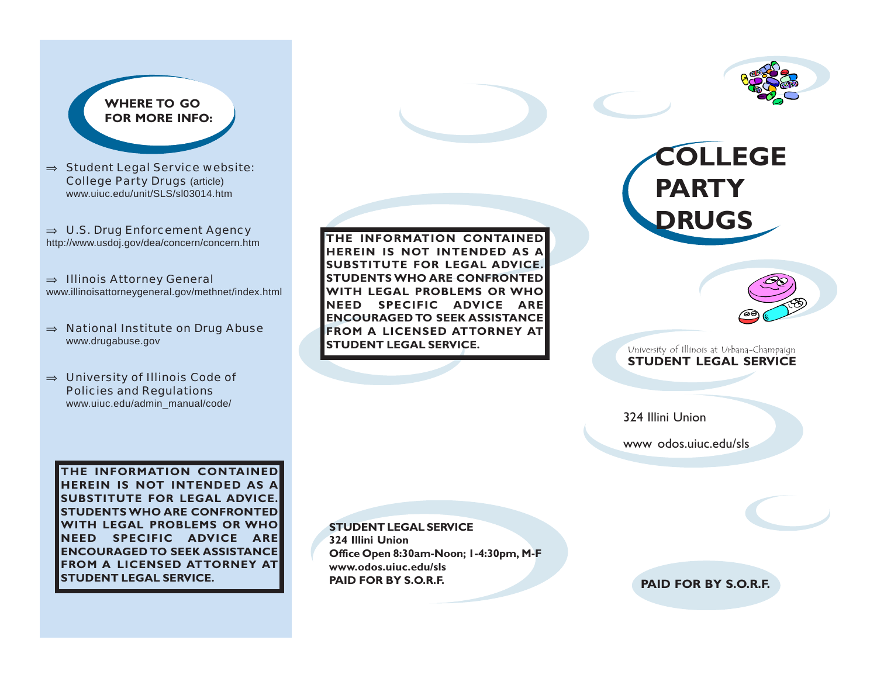## WHERE TO GO FOR MORE INFO:

⇒ Student Legal Service website: College Party Drugs (article)
www.uiuc.edu/unit/SLS/sl03014.htm

⇒ U.S. Drug Enforcement Agency
http://www.usdoj.gov/dea/concern/concern.htm

⇒ Illinois Attorney General
www.illinoisattorneygeneral.gov/methnet/index.html

⇒ National Institute on Drug Abuse
www.drugabuse.gov

⇒ University of Illinois Code of Policies and Regulations
www.uiuc.edu/admin_manual/code/

**THE INFORMATION CONTAINED HEREIN IS NOT INTENDED AS A SUBSTITUTE FOR LEGAL ADVICE. STUDENTS WHO ARE CONFRONTED WITH LEGAL PROBLEMS OR WHO NEED SPECIFIC ADVICE ARE ENCOURAGED TO SEEK ASSISTANCE FROM A LICENSED ATTORNEY AT STUDENT LEGAL SERVICE.**

**THE INFORMATION CONTAINED HEREIN IS NOT INTENDED AS A SUBSTITUTE FOR LEGAL ADVICE. STUDENTS WHO ARE CONFRONTED WITH LEGAL PROBLEMS OR WHO NEED SPECIFIC ADVICE ARE ENCOURAGED TO SEEK ASSISTANCE FROM A LICENSED ATTORNEY AT STUDENT LEGAL SERVICE.**

**STUDENT LEGAL SERVICE**
**324 Illini Union**
**Office Open 8:30am-Noon; 1-4:30pm, M-F**
**www.odos.uiuc.edu/sls**
**PAID FOR BY S.O.R.F.**

# COLLEGE PARTY DRUGS

University of Illinois at Urbana-Champaign
**STUDENT LEGAL SERVICE**

324 Illini Union

www odos.uiuc.edu/sls

**PAID FOR BY S.O.R.F.**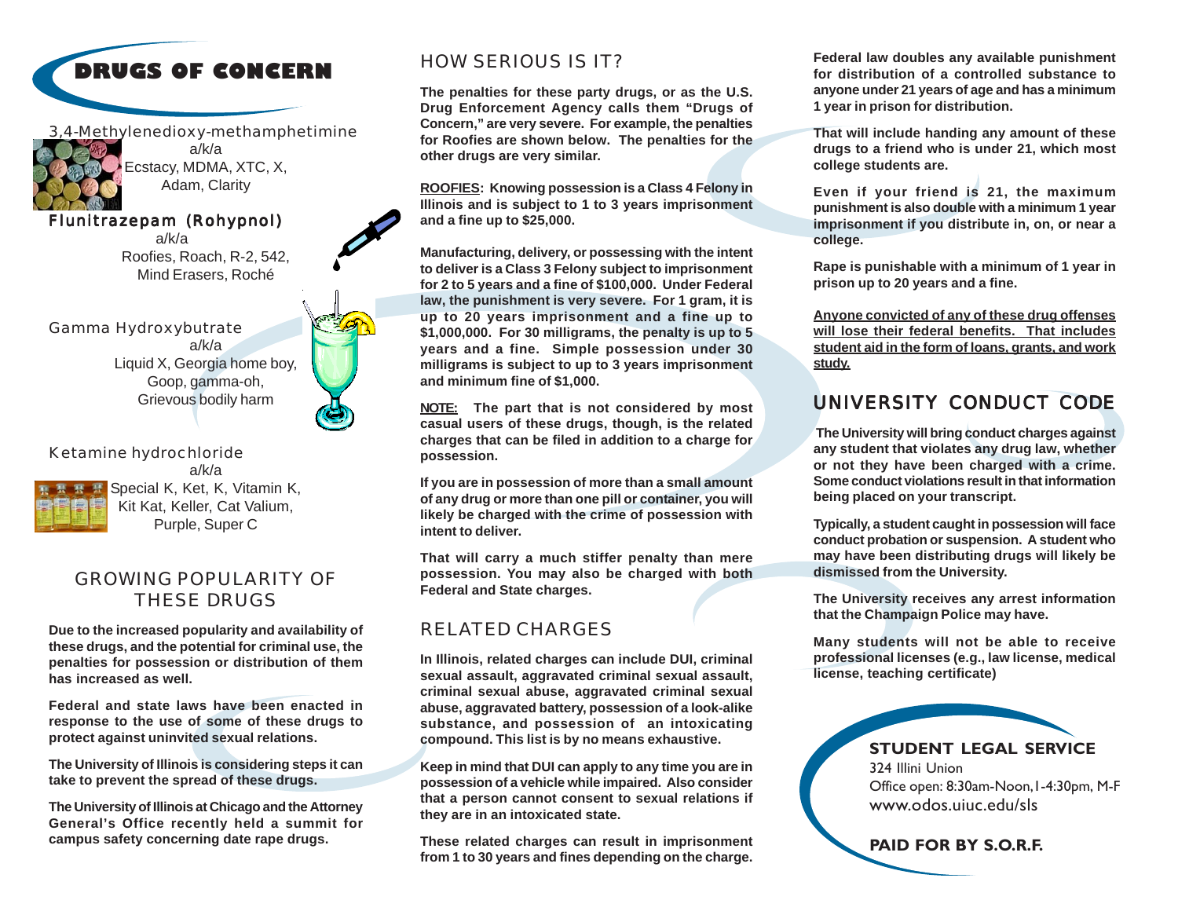# DRUGS OF CONCERN

## 3,4-Methylenedioxy-methamphetimine

a/k/a

Ecstacy, MDMA, XTC, X, Adam, Clarity

## Flunitrazepam (Rohypnol)

a/k/a

Roofies, Roach, R-2, 542, Mind Erasers, Roché

## Gamma Hydroxybutrate

a/k/a

Liquid X, Georgia home boy, Goop, gamma-oh, Grievous bodily harm

## Ketamine hydrochloride

a/k/a

Special K, Ket, K, Vitamin K, Kit Kat, Keller, Cat Valium, Purple, Super C

## GROWING POPULARITY OF THESE DRUGS

**Due to the increased popularity and availability of these drugs, and the potential for criminal use, the penalties for possession or distribution of them has increased as well.**

**Federal and state laws have been enacted in response to the use of some of these drugs to protect against uninvited sexual relations.**

**The University of Illinois is considering steps it can take to prevent the spread of these drugs.**

**The University of Illinois at Chicago and the Attorney General's Office recently held a summit for campus safety concerning date rape drugs.**

## HOW SERIOUS IS IT?

**The penalties for these party drugs, or as the U.S. Drug Enforcement Agency calls them "Drugs of Concern," are very severe. For example, the penalties for Roofies are shown below. The penalties for the other drugs are very similar.**

**<u>ROOFIES</u>: Knowing possession is a Class 4 Felony in Illinois and is subject to 1 to 3 years imprisonment and a fine up to $25,000.**

**Manufacturing, delivery, or possessing with the intent to deliver is a Class 3 Felony subject to imprisonment for 2 to 5 years and a fine of $100,000. Under Federal law, the punishment is very severe. For 1 gram, it is up to 20 years imprisonment and a fine up to $1,000,000. For 30 milligrams, the penalty is up to 5 years and a fine. Simple possession under 30 milligrams is subject to up to 3 years imprisonment and minimum fine of $1,000.**

**<u>NOTE:</u> The part that is not considered by most casual users of these drugs, though, is the related charges that can be filed in addition to a charge for possession.**

**If you are in possession of more than a small amount of any drug or more than one pill or container, you will likely be charged with the crime of possession with intent to deliver.**

**That will carry a much stiffer penalty than mere possession. You may also be charged with both Federal and State charges.**

## RELATED CHARGES

**In Illinois, related charges can include DUI, criminal sexual assault, aggravated criminal sexual assault, criminal sexual abuse, aggravated criminal sexual abuse, aggravated battery, possession of a look-alike substance, and possession of an intoxicating compound. This list is by no means exhaustive.**

**Keep in mind that DUI can apply to any time you are in possession of a vehicle while impaired. Also consider that a person cannot consent to sexual relations if they are in an intoxicated state.**

**These related charges can result in imprisonment from 1 to 30 years and fines depending on the charge.**

**Federal law doubles any available punishment for distribution of a controlled substance to anyone under 21 years of age and has a minimum 1 year in prison for distribution.**

**That will include handing any amount of these drugs to a friend who is under 21, which most college students are.**

**Even if your friend is 21, the maximum punishment is also double with a minimum 1 year imprisonment if you distribute in, on, or near a college.**

**Rape is punishable with a minimum of 1 year in prison up to 20 years and a fine.**

**<u>Anyone convicted of any of these drug offenses will lose their federal benefits. That includes student aid in the form of loans, grants, and work study.</u>**

## UNIVERSITY CONDUCT CODE

**The University will bring conduct charges against any student that violates any drug law, whether or not they have been charged with a crime. Some conduct violations result in that information being placed on your transcript.**

**Typically, a student caught in possession will face conduct probation or suspension. A student who may have been distributing drugs will likely be dismissed from the University.**

**The University receives any arrest information that the Champaign Police may have.**

**Many students will not be able to receive professional licenses (e.g., law license, medical license, teaching certificate)**

**STUDENT LEGAL SERVICE**

324 Illini Union

Office open: 8:30am-Noon, 1-4:30pm, M-F

www.odos.uiuc.edu/sls

**PAID FOR BY S.O.R.F.**